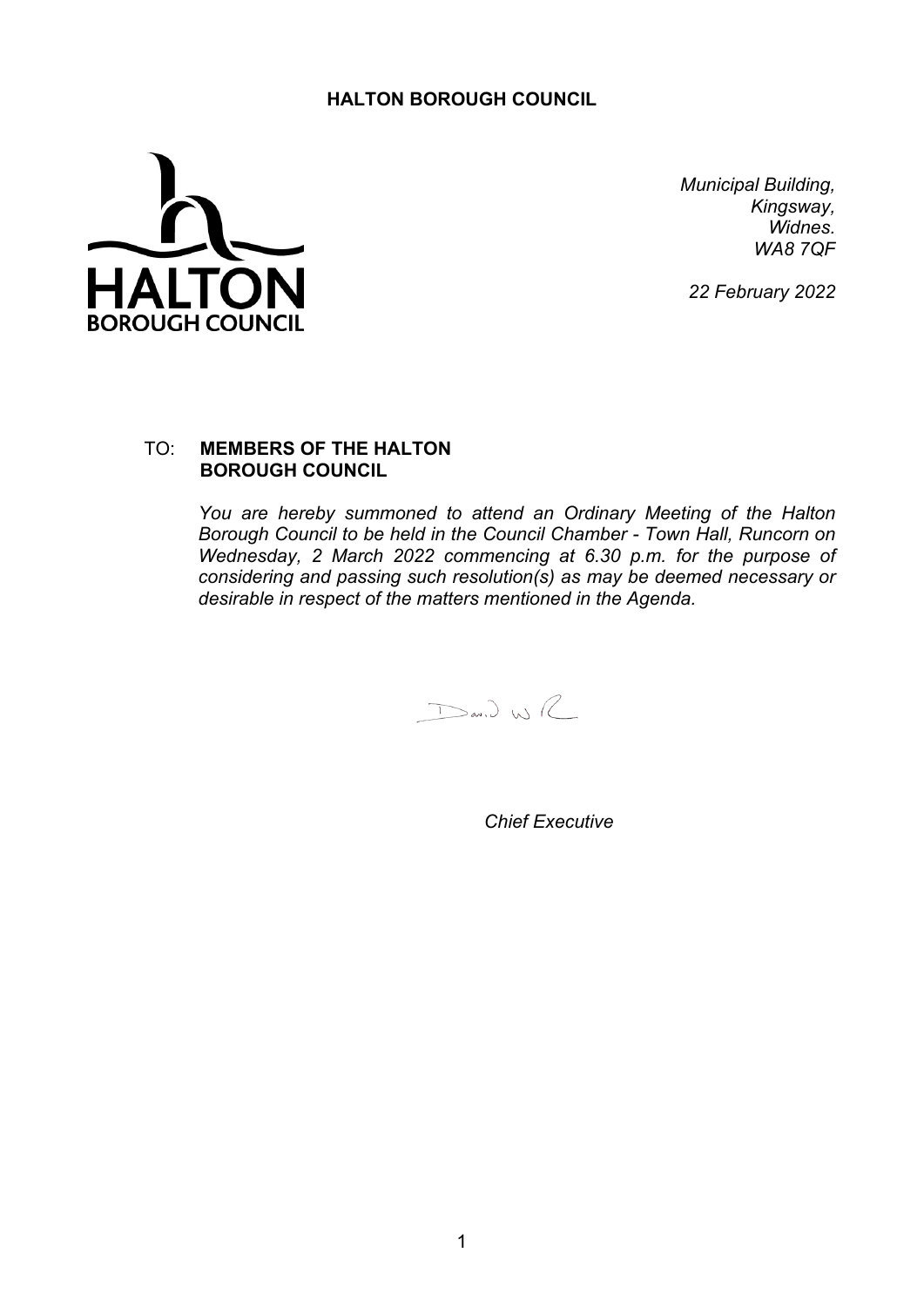**HALTON BOROUGH COUNCIL**

HALTON BOROUGH COUNCIL

*Municipal Building,*
*Kingsway,*
*Widnes.*
*WA8 7QF*

*22 February 2022*

TO: **MEMBERS OF THE HALTON BOROUGH COUNCIL**

*You are hereby summoned to attend an Ordinary Meeting of the Halton Borough Council to be held in the Council Chamber - Town Hall, Runcorn on Wednesday, 2 March 2022 commencing at 6.30 p.m. for the purpose of considering and passing such resolution(s) as may be deemed necessary or desirable in respect of the matters mentioned in the Agenda.*

*Chief Executive*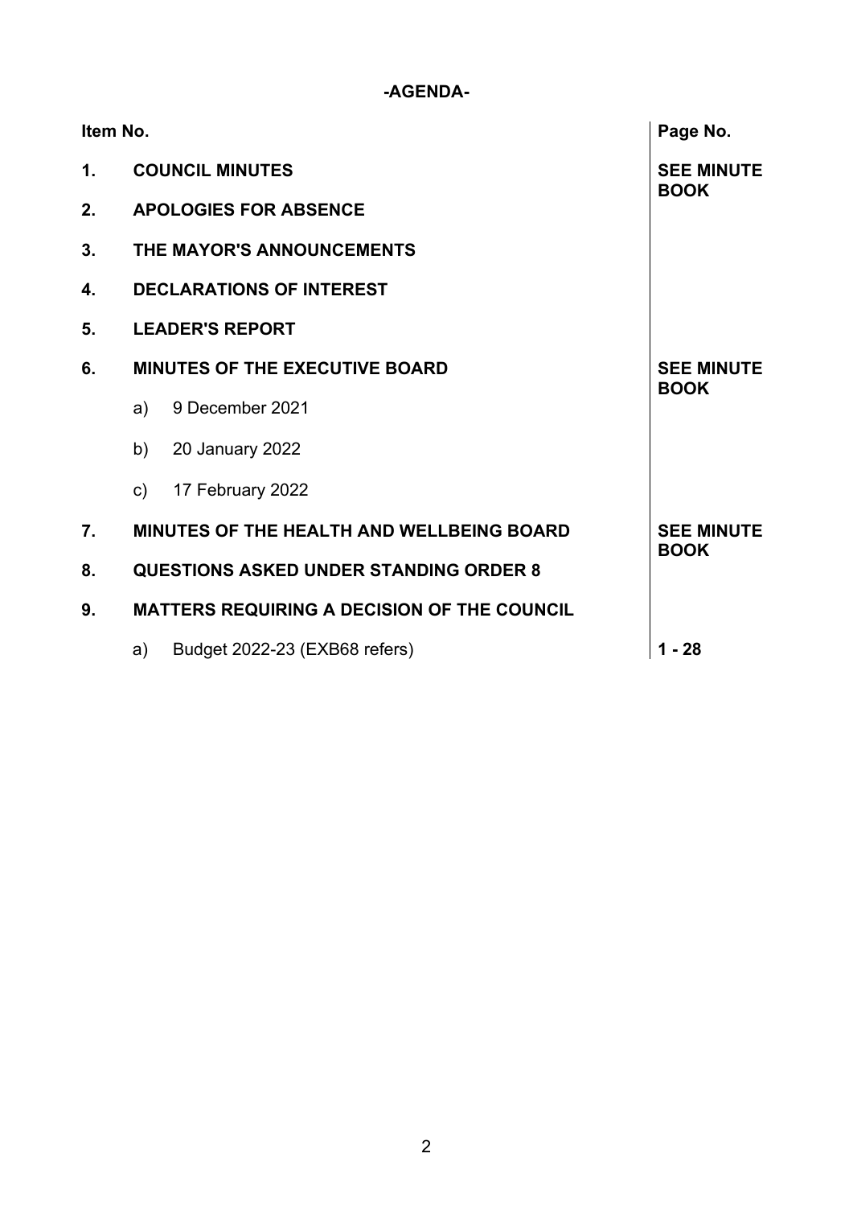**-AGENDA-**

| Item No. | | Page No. |
|---|---|---|
| **1.** | **COUNCIL MINUTES** | **SEE MINUTE BOOK** |
| **2.** | **APOLOGIES FOR ABSENCE** | |
| **3.** | **THE MAYOR'S ANNOUNCEMENTS** | |
| **4.** | **DECLARATIONS OF INTEREST** | |
| **5.** | **LEADER'S REPORT** | |
| **6.** | **MINUTES OF THE EXECUTIVE BOARD** | **SEE MINUTE BOOK** |
| | a) 9 December 2021 | |
| | b) 20 January 2022 | |
| | c) 17 February 2022 | |
| **7.** | **MINUTES OF THE HEALTH AND WELLBEING BOARD** | **SEE MINUTE BOOK** |
| **8.** | **QUESTIONS ASKED UNDER STANDING ORDER 8** | |
| **9.** | **MATTERS REQUIRING A DECISION OF THE COUNCIL** | |
| | a) Budget 2022-23 (EXB68 refers) | **1 - 28** |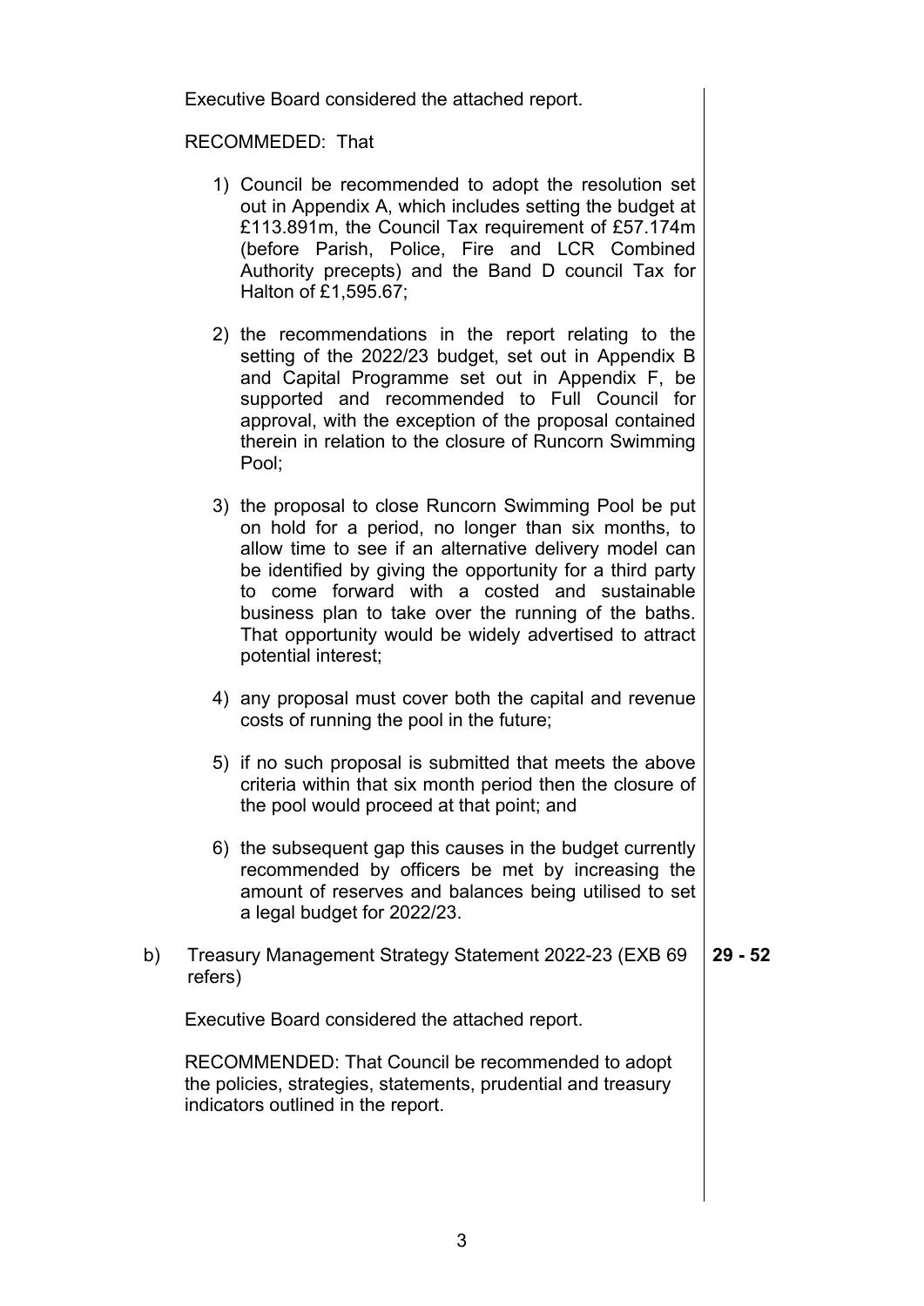Executive Board considered the attached report.

RECOMMEDED: That

1) Council be recommended to adopt the resolution set out in Appendix A, which includes setting the budget at £113.891m, the Council Tax requirement of £57.174m (before Parish, Police, Fire and LCR Combined Authority precepts) and the Band D council Tax for Halton of £1,595.67;

2) the recommendations in the report relating to the setting of the 2022/23 budget, set out in Appendix B and Capital Programme set out in Appendix F, be supported and recommended to Full Council for approval, with the exception of the proposal contained therein in relation to the closure of Runcorn Swimming Pool;

3) the proposal to close Runcorn Swimming Pool be put on hold for a period, no longer than six months, to allow time to see if an alternative delivery model can be identified by giving the opportunity for a third party to come forward with a costed and sustainable business plan to take over the running of the baths. That opportunity would be widely advertised to attract potential interest;

4) any proposal must cover both the capital and revenue costs of running the pool in the future;

5) if no such proposal is submitted that meets the above criteria within that six month period then the closure of the pool would proceed at that point; and

6) the subsequent gap this causes in the budget currently recommended by officers be met by increasing the amount of reserves and balances being utilised to set a legal budget for 2022/23.

b) Treasury Management Strategy Statement 2022-23 (EXB 69 refers) — **29 - 52**

Executive Board considered the attached report.

RECOMMENDED: That Council be recommended to adopt the policies, strategies, statements, prudential and treasury indicators outlined in the report.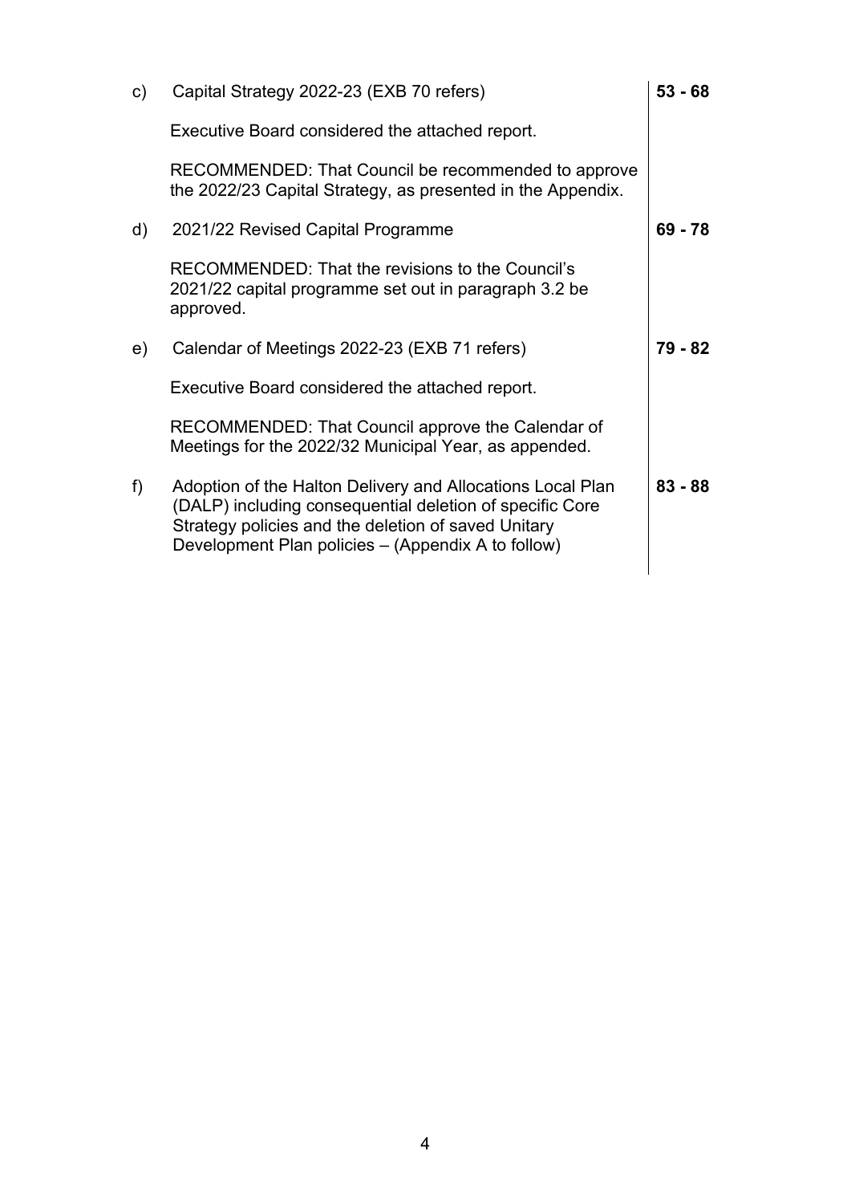| | | |
|---|---|---|
| c) | Capital Strategy 2022-23 (EXB 70 refers)<br><br>Executive Board considered the attached report.<br><br>RECOMMENDED: That Council be recommended to approve the 2022/23 Capital Strategy, as presented in the Appendix. | **53 - 68** |
| d) | 2021/22 Revised Capital Programme<br><br>RECOMMENDED: That the revisions to the Council's 2021/22 capital programme set out in paragraph 3.2 be approved. | **69 - 78** |
| e) | Calendar of Meetings 2022-23 (EXB 71 refers)<br><br>Executive Board considered the attached report.<br><br>RECOMMENDED: That Council approve the Calendar of Meetings for the 2022/32 Municipal Year, as appended. | **79 - 82** |
| f) | Adoption of the Halton Delivery and Allocations Local Plan (DALP) including consequential deletion of specific Core Strategy policies and the deletion of saved Unitary Development Plan policies – (Appendix A to follow) | **83 - 88** |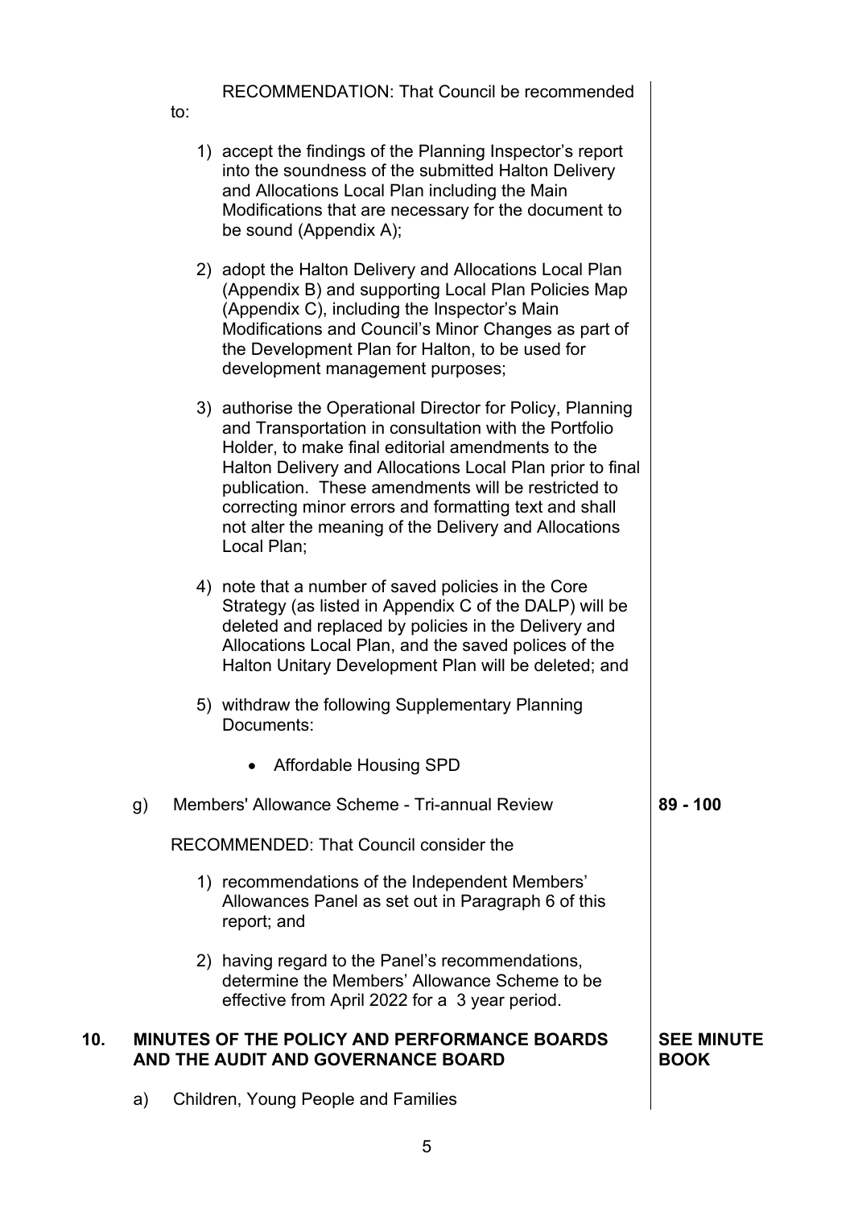RECOMMENDATION: That Council be recommended to:

1) accept the findings of the Planning Inspector's report into the soundness of the submitted Halton Delivery and Allocations Local Plan including the Main Modifications that are necessary for the document to be sound (Appendix A);

2) adopt the Halton Delivery and Allocations Local Plan (Appendix B) and supporting Local Plan Policies Map (Appendix C), including the Inspector's Main Modifications and Council's Minor Changes as part of the Development Plan for Halton, to be used for development management purposes;

3) authorise the Operational Director for Policy, Planning and Transportation in consultation with the Portfolio Holder, to make final editorial amendments to the Halton Delivery and Allocations Local Plan prior to final publication. These amendments will be restricted to correcting minor errors and formatting text and shall not alter the meaning of the Delivery and Allocations Local Plan;

4) note that a number of saved policies in the Core Strategy (as listed in Appendix C of the DALP) will be deleted and replaced by policies in the Delivery and Allocations Local Plan, and the saved polices of the Halton Unitary Development Plan will be deleted; and

5) withdraw the following Supplementary Planning Documents:

- Affordable Housing SPD

g) Members' Allowance Scheme - Tri-annual Review — **89 - 100**

RECOMMENDED: That Council consider the

1) recommendations of the Independent Members' Allowances Panel as set out in Paragraph 6 of this report; and

2) having regard to the Panel's recommendations, determine the Members' Allowance Scheme to be effective from April 2022 for a 3 year period.

## 10. MINUTES OF THE POLICY AND PERFORMANCE BOARDS AND THE AUDIT AND GOVERNANCE BOARD — SEE MINUTE BOOK

a) Children, Young People and Families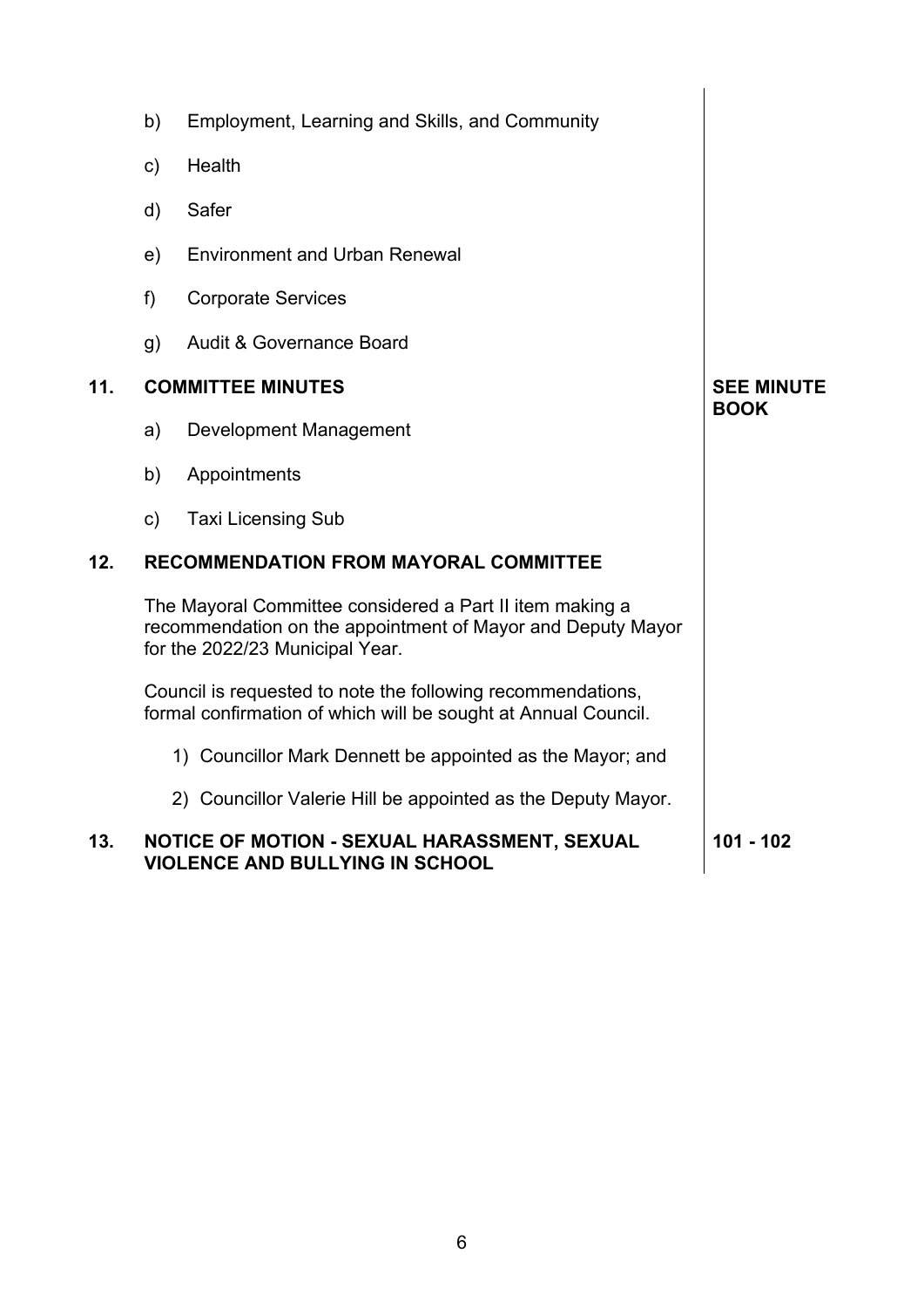b) Employment, Learning and Skills, and Community

c) Health

d) Safer

e) Environment and Urban Renewal

f) Corporate Services

g) Audit & Governance Board

**11. COMMITTEE MINUTES** — **SEE MINUTE BOOK**

a) Development Management

b) Appointments

c) Taxi Licensing Sub

**12. RECOMMENDATION FROM MAYORAL COMMITTEE**

The Mayoral Committee considered a Part II item making a recommendation on the appointment of Mayor and Deputy Mayor for the 2022/23 Municipal Year.

Council is requested to note the following recommendations, formal confirmation of which will be sought at Annual Council.

1) Councillor Mark Dennett be appointed as the Mayor; and

2) Councillor Valerie Hill be appointed as the Deputy Mayor.

**13. NOTICE OF MOTION - SEXUAL HARASSMENT, SEXUAL VIOLENCE AND BULLYING IN SCHOOL** — **101 - 102**